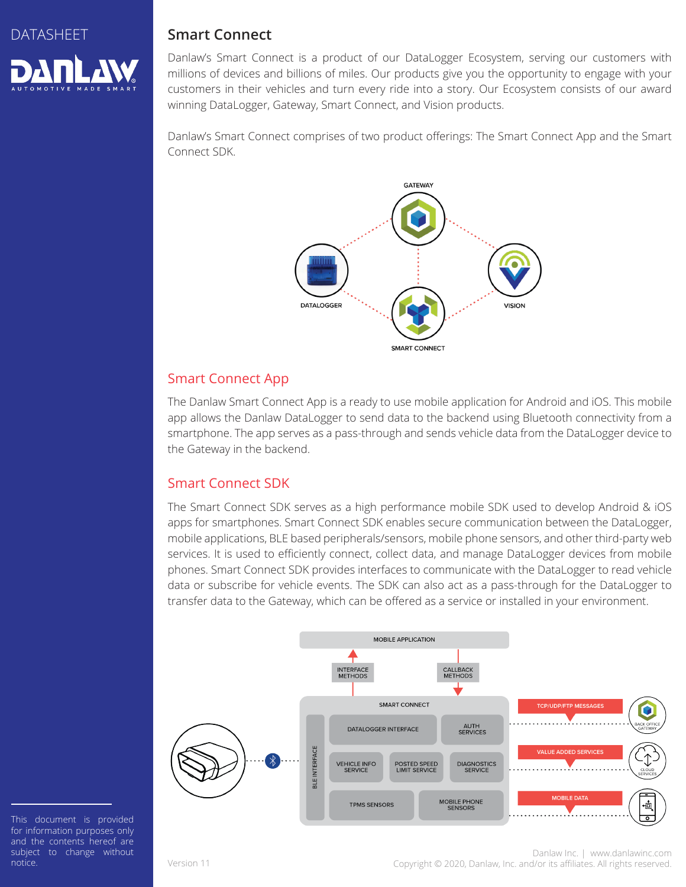DATASHEET

# Smart Connect

Danlaw's Smart Connect is a product of our DataLogger Ecosystem, serving our customers with millions of devices and billions of miles. Our products give you the opportunity to engage with your customers in their vehicles and turn every ride into a story. Our Ecosystem consists of our award winning DataLogger, Gateway, Smart Connect, and Vision products.

Danlaw's Smart Connect comprises of two product offerings: The Smart Connect App and the Smart Connect SDK.

GATEWAY

DATALOGGER

VISION

SMART CONNECT

## Smart Connect App

The Danlaw Smart Connect App is a ready to use mobile application for Android and iOS. This mobile app allows the Danlaw DataLogger to send data to the backend using Bluetooth connectivity from a smartphone. The app serves as a pass-through and sends vehicle data from the DataLogger device to the Gateway in the backend.

## Smart Connect SDK

The Smart Connect SDK serves as a high performance mobile SDK used to develop Android & iOS apps for smartphones. Smart Connect SDK enables secure communication between the DataLogger, mobile applications, BLE based peripherals/sensors, mobile phone sensors, and other third-party web services. It is used to efficiently connect, collect data, and manage DataLogger devices from mobile phones. Smart Connect SDK provides interfaces to communicate with the DataLogger to read vehicle data or subscribe for vehicle events. The SDK can also act as a pass-through for the DataLogger to transfer data to the Gateway, which can be offered as a service or installed in your environment.

MOBILE APPLICATION

INTERFACE METHODS

CALLBACK METHODS

SMART CONNECT

BLE INTERFACE

DATALOGGER INTERFACE

AUTH SERVICES

VEHICLE INFO SERVICE

POSTED SPEED LIMIT SERVICE

DIAGNOSTICS SERVICE

TPMS SENSORS

MOBILE PHONE SENSORS

TCP/UDP/FTP MESSAGES

BACK OFFICE GATEWAY

VALUE ADDED SERVICES

CLOUD SERVICES

MOBILE DATA

This document is provided for information purposes only and the contents hereof are subject to change without notice.

Version 11

Danlaw Inc. | www.danlawinc.com
Copyright © 2020, Danlaw, Inc. and/or its affiliates. All rights reserved.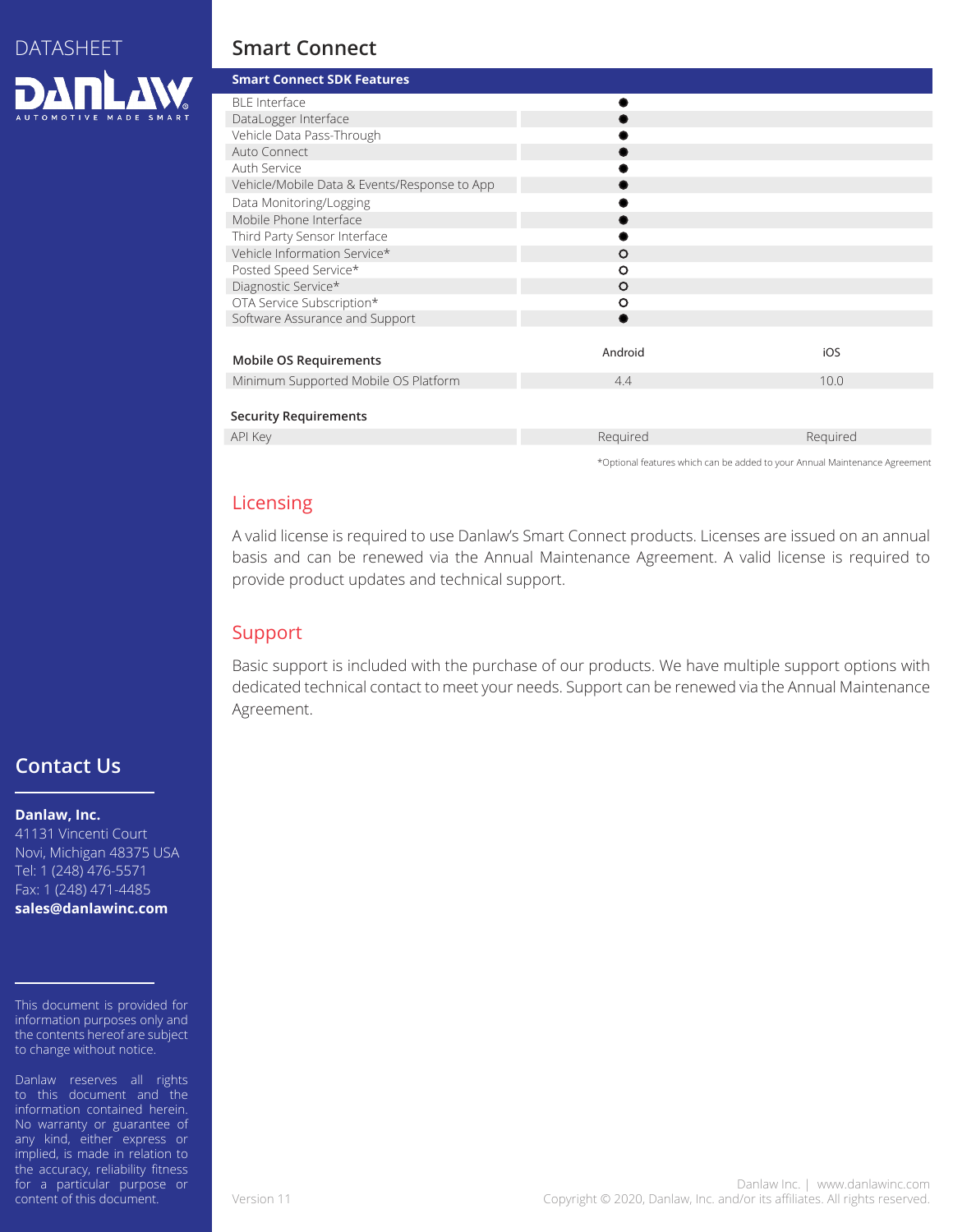DATASHEET

DANLAW
AUTOMOTIVE MADE SMART

## Smart Connect

| Smart Connect SDK Features | | |
|---|---|---|
| BLE Interface | ● | |
| DataLogger Interface | ● | |
| Vehicle Data Pass-Through | ● | |
| Auto Connect | ● | |
| Auth Service | ● | |
| Vehicle/Mobile Data & Events/Response to App | ● | |
| Data Monitoring/Logging | ● | |
| Mobile Phone Interface | ● | |
| Third Party Sensor Interface | ● | |
| Vehicle Information Service* | ○ | |
| Posted Speed Service* | ○ | |
| Diagnostic Service* | ○ | |
| OTA Service Subscription* | ○ | |
| Software Assurance and Support | ● | |
| **Mobile OS Requirements** | Android | iOS |
| Minimum Supported Mobile OS Platform | 4.4 | 10.0 |
| **Security Requirements** | | |
| API Key | Required | Required |

*Optional features which can be added to your Annual Maintenance Agreement

## Licensing

A valid license is required to use Danlaw's Smart Connect products. Licenses are issued on an annual basis and can be renewed via the Annual Maintenance Agreement. A valid license is required to provide product updates and technical support.

## Support

Basic support is included with the purchase of our products. We have multiple support options with dedicated technical contact to meet your needs. Support can be renewed via the Annual Maintenance Agreement.

## Contact Us

**Danlaw, Inc.**
41131 Vincenti Court
Novi, Michigan 48375 USA
Tel: 1 (248) 476-5571
Fax: 1 (248) 471-4485
**sales@danlawinc.com**

This document is provided for information purposes only and the contents hereof are subject to change without notice.

Danlaw reserves all rights to this document and the information contained herein. No warranty or guarantee of any kind, either express or implied, is made in relation to the accuracy, reliability fitness for a particular purpose or content of this document.

Version 11

Danlaw Inc. | www.danlawinc.com
Copyright © 2020, Danlaw, Inc. and/or its affiliates. All rights reserved.